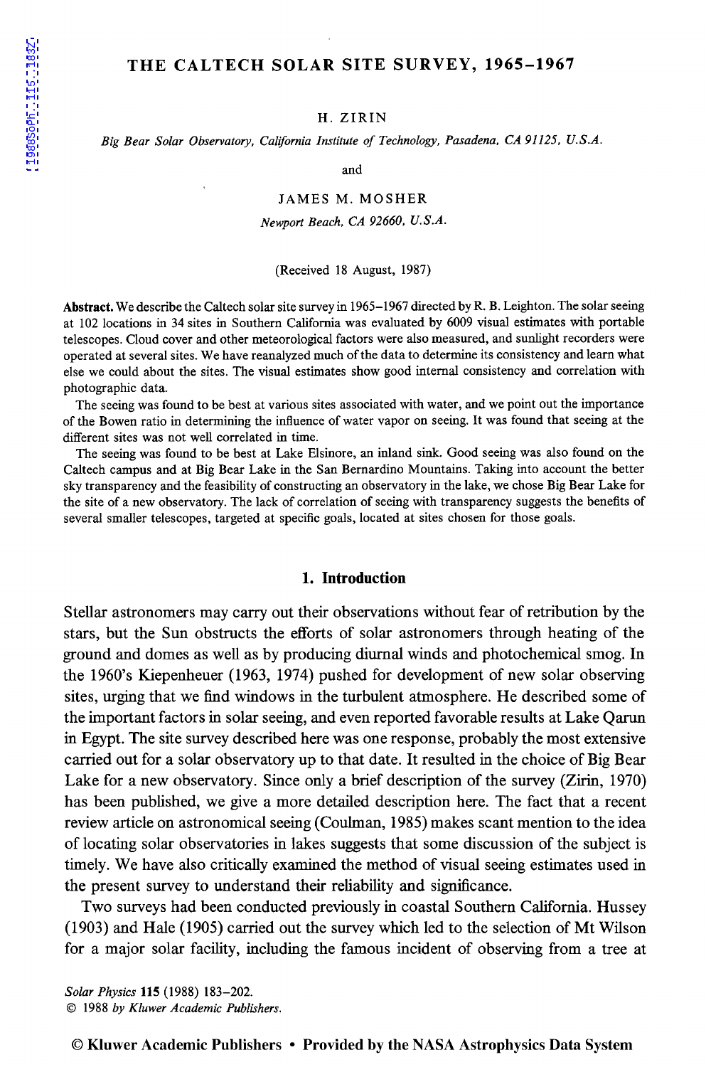# THE CALTECH SOLAR SITE SURVEY, 1965–1967

H. ZIRIN

*Big Bear Solar Observatory, California Institute of Technology, Pasadena, CA 91125, U.S.A.*

and

JAMES M. MOSHER

*Newport Beach, CA 92660, U.S.A.*

(Received 18 August, 1987)

**Abstract.** We describe the Caltech solar site survey in 1965–1967 directed by R. B. Leighton. The solar seeing at 102 locations in 34 sites in Southern California was evaluated by 6009 visual estimates with portable telescopes. Cloud cover and other meteorological factors were also measured, and sunlight recorders were operated at several sites. We have reanalyzed much of the data to determine its consistency and learn what else we could about the sites. The visual estimates show good internal consistency and correlation with photographic data.

The seeing was found to be best at various sites associated with water, and we point out the importance of the Bowen ratio in determining the influence of water vapor on seeing. It was found that seeing at the different sites was not well correlated in time.

The seeing was found to be best at Lake Elsinore, an inland sink. Good seeing was also found on the Caltech campus and at Big Bear Lake in the San Bernardino Mountains. Taking into account the better sky transparency and the feasibility of constructing an observatory in the lake, we chose Big Bear Lake for the site of a new observatory. The lack of correlation of seeing with transparency suggests the benefits of several smaller telescopes, targeted at specific goals, located at sites chosen for those goals.

## 1. Introduction

Stellar astronomers may carry out their observations without fear of retribution by the stars, but the Sun obstructs the efforts of solar astronomers through heating of the ground and domes as well as by producing diurnal winds and photochemical smog. In the 1960's Kiepenheuer (1963, 1974) pushed for development of new solar observing sites, urging that we find windows in the turbulent atmosphere. He described some of the important factors in solar seeing, and even reported favorable results at Lake Qarun in Egypt. The site survey described here was one response, probably the most extensive carried out for a solar observatory up to that date. It resulted in the choice of Big Bear Lake for a new observatory. Since only a brief description of the survey (Zirin, 1970) has been published, we give a more detailed description here. The fact that a recent review article on astronomical seeing (Coulman, 1985) makes scant mention to the idea of locating solar observatories in lakes suggests that some discussion of the subject is timely. We have also critically examined the method of visual seeing estimates used in the present survey to understand their reliability and significance.

Two surveys had been conducted previously in coastal Southern California. Hussey (1903) and Hale (1905) carried out the survey which led to the selection of Mt Wilson for a major solar facility, including the famous incident of observing from a tree at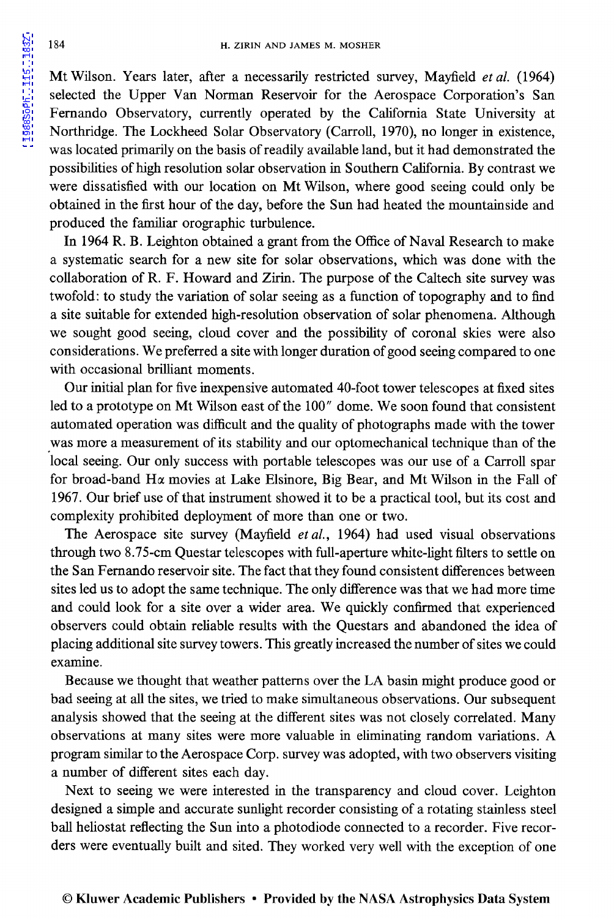Mt Wilson. Years later, after a necessarily restricted survey, Mayfield *et al.* (1964) selected the Upper Van Norman Reservoir for the Aerospace Corporation's San Fernando Observatory, currently operated by the California State University at Northridge. The Lockheed Solar Observatory (Carroll, 1970), no longer in existence, was located primarily on the basis of readily available land, but it had demonstrated the possibilities of high resolution solar observation in Southern California. By contrast we were dissatisfied with our location on Mt Wilson, where good seeing could only be obtained in the first hour of the day, before the Sun had heated the mountainside and produced the familiar orographic turbulence.

In 1964 R. B. Leighton obtained a grant from the Office of Naval Research to make a systematic search for a new site for solar observations, which was done with the collaboration of R. F. Howard and Zirin. The purpose of the Caltech site survey was twofold: to study the variation of solar seeing as a function of topography and to find a site suitable for extended high-resolution observation of solar phenomena. Although we sought good seeing, cloud cover and the possibility of coronal skies were also considerations. We preferred a site with longer duration of good seeing compared to one with occasional brilliant moments.

Our initial plan for five inexpensive automated 40-foot tower telescopes at fixed sites led to a prototype on Mt Wilson east of the 100″ dome. We soon found that consistent automated operation was difficult and the quality of photographs made with the tower was more a measurement of its stability and our optomechanical technique than of the local seeing. Our only success with portable telescopes was our use of a Carroll spar for broad-band Hα movies at Lake Elsinore, Big Bear, and Mt Wilson in the Fall of 1967. Our brief use of that instrument showed it to be a practical tool, but its cost and complexity prohibited deployment of more than one or two.

The Aerospace site survey (Mayfield *et al.*, 1964) had used visual observations through two 8.75-cm Questar telescopes with full-aperture white-light filters to settle on the San Fernando reservoir site. The fact that they found consistent differences between sites led us to adopt the same technique. The only difference was that we had more time and could look for a site over a wider area. We quickly confirmed that experienced observers could obtain reliable results with the Questars and abandoned the idea of placing additional site survey towers. This greatly increased the number of sites we could examine.

Because we thought that weather patterns over the LA basin might produce good or bad seeing at all the sites, we tried to make simultaneous observations. Our subsequent analysis showed that the seeing at the different sites was not closely correlated. Many observations at many sites were more valuable in eliminating random variations. A program similar to the Aerospace Corp. survey was adopted, with two observers visiting a number of different sites each day.

Next to seeing we were interested in the transparency and cloud cover. Leighton designed a simple and accurate sunlight recorder consisting of a rotating stainless steel ball heliostat reflecting the Sun into a photodiode connected to a recorder. Five recorders were eventually built and sited. They worked very well with the exception of one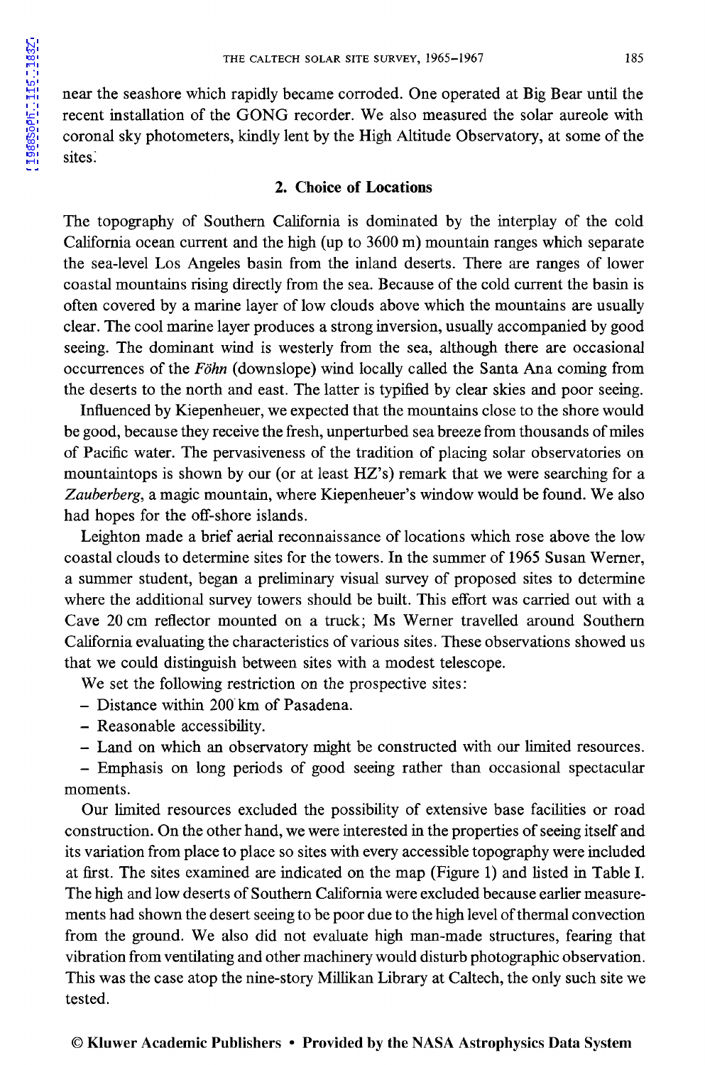near the seashore which rapidly became corroded. One operated at Big Bear until the recent installation of the GONG recorder. We also measured the solar aureole with coronal sky photometers, kindly lent by the High Altitude Observatory, at some of the sites.

## 2. Choice of Locations

The topography of Southern California is dominated by the interplay of the cold California ocean current and the high (up to 3600 m) mountain ranges which separate the sea-level Los Angeles basin from the inland deserts. There are ranges of lower coastal mountains rising directly from the sea. Because of the cold current the basin is often covered by a marine layer of low clouds above which the mountains are usually clear. The cool marine layer produces a strong inversion, usually accompanied by good seeing. The dominant wind is westerly from the sea, although there are occasional occurrences of the *Föhn* (downslope) wind locally called the Santa Ana coming from the deserts to the north and east. The latter is typified by clear skies and poor seeing.

Influenced by Kiepenheuer, we expected that the mountains close to the shore would be good, because they receive the fresh, unperturbed sea breeze from thousands of miles of Pacific water. The pervasiveness of the tradition of placing solar observatories on mountaintops is shown by our (or at least HZ's) remark that we were searching for a *Zauberberg*, a magic mountain, where Kiepenheuer's window would be found. We also had hopes for the off-shore islands.

Leighton made a brief aerial reconnaissance of locations which rose above the low coastal clouds to determine sites for the towers. In the summer of 1965 Susan Werner, a summer student, began a preliminary visual survey of proposed sites to determine where the additional survey towers should be built. This effort was carried out with a Cave 20 cm reflector mounted on a truck; Ms Werner travelled around Southern California evaluating the characteristics of various sites. These observations showed us that we could distinguish between sites with a modest telescope.

We set the following restriction on the prospective sites:

- Distance within 200 km of Pasadena.
- Reasonable accessibility.
- Land on which an observatory might be constructed with our limited resources.
- Emphasis on long periods of good seeing rather than occasional spectacular moments.

Our limited resources excluded the possibility of extensive base facilities or road construction. On the other hand, we were interested in the properties of seeing itself and its variation from place to place so sites with every accessible topography were included at first. The sites examined are indicated on the map (Figure 1) and listed in Table I. The high and low deserts of Southern California were excluded because earlier measurements had shown the desert seeing to be poor due to the high level of thermal convection from the ground. We also did not evaluate high man-made structures, fearing that vibration from ventilating and other machinery would disturb photographic observation. This was the case atop the nine-story Millikan Library at Caltech, the only such site we tested.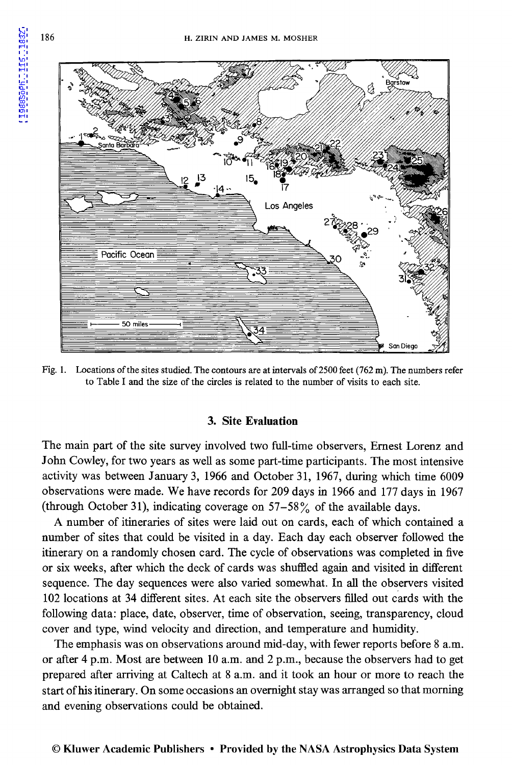Fig. 1. Locations of the sites studied. The contours are at intervals of 2500 feet (762 m). The numbers refer to Table I and the size of the circles is related to the number of visits to each site.

## 3. Site Evaluation

The main part of the site survey involved two full-time observers, Ernest Lorenz and John Cowley, for two years as well as some part-time participants. The most intensive activity was between January 3, 1966 and October 31, 1967, during which time 6009 observations were made. We have records for 209 days in 1966 and 177 days in 1967 (through October 31), indicating coverage on 57–58% of the available days.

A number of itineraries of sites were laid out on cards, each of which contained a number of sites that could be visited in a day. Each day each observer followed the itinerary on a randomly chosen card. The cycle of observations was completed in five or six weeks, after which the deck of cards was shuffled again and visited in different sequence. The day sequences were also varied somewhat. In all the observers visited 102 locations at 34 different sites. At each site the observers filled out cards with the following data: place, date, observer, time of observation, seeing, transparency, cloud cover and type, wind velocity and direction, and temperature and humidity.

The emphasis was on observations around mid-day, with fewer reports before 8 a.m. or after 4 p.m. Most are between 10 a.m. and 2 p.m., because the observers had to get prepared after arriving at Caltech at 8 a.m. and it took an hour or more to reach the start of his itinerary. On some occasions an overnight stay was arranged so that morning and evening observations could be obtained.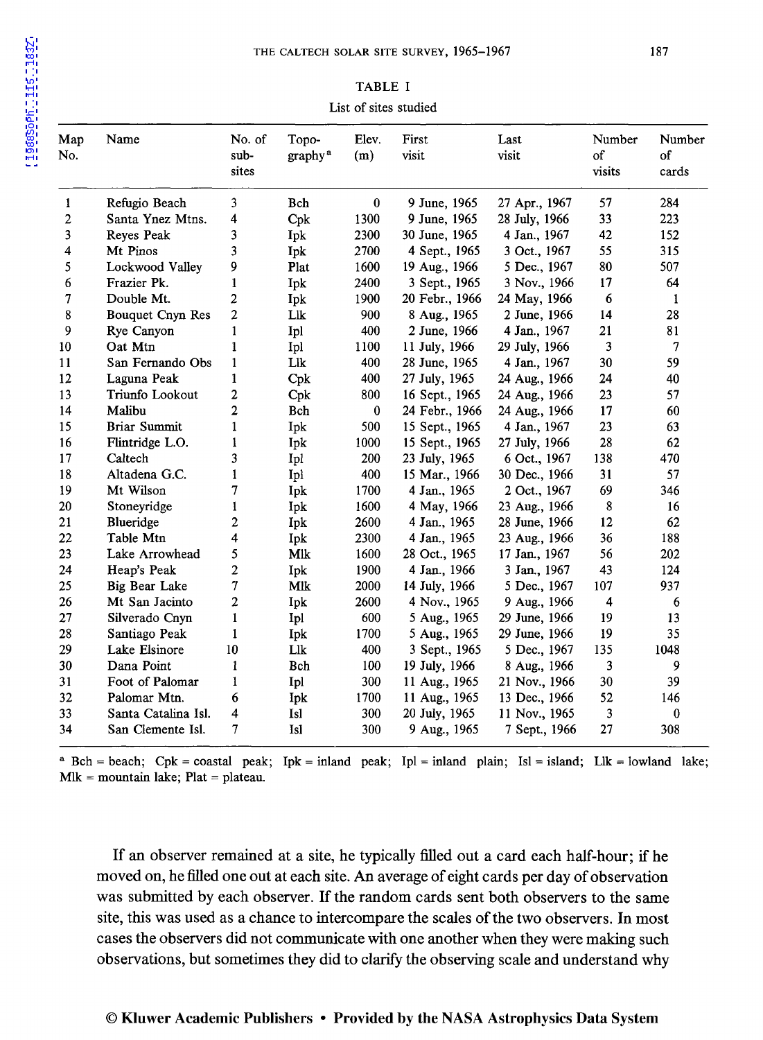TABLE I

List of sites studied

| Map No. | Name | No. of sub-sites | Topo-graphy[a] | Elev. (m) | First visit | Last visit | Number of visits | Number of cards |
|---|---|---|---|---|---|---|---|---|
| 1 | Refugio Beach | 3 | Bch | 0 | 9 June, 1965 | 27 Apr., 1967 | 57 | 284 |
| 2 | Santa Ynez Mtns. | 4 | Cpk | 1300 | 9 June, 1965 | 28 July, 1966 | 33 | 223 |
| 3 | Reyes Peak | 3 | Ipk | 2300 | 30 June, 1965 | 4 Jan., 1967 | 42 | 152 |
| 4 | Mt Pinos | 3 | Ipk | 2700 | 4 Sept., 1965 | 3 Oct., 1967 | 55 | 315 |
| 5 | Lockwood Valley | 9 | Plat | 1600 | 19 Aug., 1966 | 5 Dec., 1967 | 80 | 507 |
| 6 | Frazier Pk. | 1 | Ipk | 2400 | 3 Sept., 1965 | 3 Nov., 1966 | 17 | 64 |
| 7 | Double Mt. | 2 | Ipk | 1900 | 20 Febr., 1966 | 24 May, 1966 | 6 | 1 |
| 8 | Bouquet Cnyn Res | 2 | Llk | 900 | 8 Aug., 1965 | 2 June, 1966 | 14 | 28 |
| 9 | Rye Canyon | 1 | Ipl | 400 | 2 June, 1966 | 4 Jan., 1967 | 21 | 81 |
| 10 | Oat Mtn | 1 | Ipl | 1100 | 11 July, 1966 | 29 July, 1966 | 3 | 7 |
| 11 | San Fernando Obs | 1 | Llk | 400 | 28 June, 1965 | 4 Jan., 1967 | 30 | 59 |
| 12 | Laguna Peak | 1 | Cpk | 400 | 27 July, 1965 | 24 Aug., 1966 | 24 | 40 |
| 13 | Triunfo Lookout | 2 | Cpk | 800 | 16 Sept., 1965 | 24 Aug., 1966 | 23 | 57 |
| 14 | Malibu | 2 | Bch | 0 | 24 Febr., 1966 | 24 Aug., 1966 | 17 | 60 |
| 15 | Briar Summit | 1 | Ipk | 500 | 15 Sept., 1965 | 4 Jan., 1967 | 23 | 63 |
| 16 | Flintridge L.O. | 1 | Ipk | 1000 | 15 Sept., 1965 | 27 July, 1966 | 28 | 62 |
| 17 | Caltech | 3 | Ipl | 200 | 23 July, 1965 | 6 Oct., 1967 | 138 | 470 |
| 18 | Altadena G.C. | 1 | Ipl | 400 | 15 Mar., 1966 | 30 Dec., 1966 | 31 | 57 |
| 19 | Mt Wilson | 7 | Ipk | 1700 | 4 Jan., 1965 | 2 Oct., 1967 | 69 | 346 |
| 20 | Stoneyridge | 1 | Ipk | 1600 | 4 May, 1966 | 23 Aug., 1966 | 8 | 16 |
| 21 | Blueridge | 2 | Ipk | 2600 | 4 Jan., 1965 | 28 June, 1966 | 12 | 62 |
| 22 | Table Mtn | 4 | Ipk | 2300 | 4 Jan., 1965 | 23 Aug., 1966 | 36 | 188 |
| 23 | Lake Arrowhead | 5 | Mlk | 1600 | 28 Oct., 1965 | 17 Jan., 1967 | 56 | 202 |
| 24 | Heap's Peak | 2 | Ipk | 1900 | 4 Jan., 1966 | 3 Jan., 1967 | 43 | 124 |
| 25 | Big Bear Lake | 7 | Mlk | 2000 | 14 July, 1966 | 5 Dec., 1967 | 107 | 937 |
| 26 | Mt San Jacinto | 2 | Ipk | 2600 | 4 Nov., 1965 | 9 Aug., 1966 | 4 | 6 |
| 27 | Silverado Cnyn | 1 | Ipl | 600 | 5 Aug., 1965 | 29 June, 1966 | 19 | 13 |
| 28 | Santiago Peak | 1 | Ipk | 1700 | 5 Aug., 1965 | 29 June, 1966 | 19 | 35 |
| 29 | Lake Elsinore | 10 | Llk | 400 | 3 Sept., 1965 | 5 Dec., 1967 | 135 | 1048 |
| 30 | Dana Point | 1 | Bch | 100 | 19 July, 1966 | 8 Aug., 1966 | 3 | 9 |
| 31 | Foot of Palomar | 1 | Ipl | 300 | 11 Aug., 1965 | 21 Nov., 1966 | 30 | 39 |
| 32 | Palomar Mtn. | 6 | Ipk | 1700 | 11 Aug., 1965 | 13 Dec., 1966 | 52 | 146 |
| 33 | Santa Catalina Isl. | 4 | Isl | 300 | 20 July, 1965 | 11 Nov., 1965 | 3 | 0 |
| 34 | San Clemente Isl. | 7 | Isl | 300 | 9 Aug., 1965 | 7 Sept., 1966 | 27 | 308 |

[a] Bch = beach; Cpk = coastal peak; Ipk = inland peak; Ipl = inland plain; Isl = island; Llk = lowland lake; Mlk = mountain lake; Plat = plateau.

If an observer remained at a site, he typically filled out a card each half-hour; if he moved on, he filled one out at each site. An average of eight cards per day of observation was submitted by each observer. If the random cards sent both observers to the same site, this was used as a chance to intercompare the scales of the two observers. In most cases the observers did not communicate with one another when they were making such observations, but sometimes they did to clarify the observing scale and understand why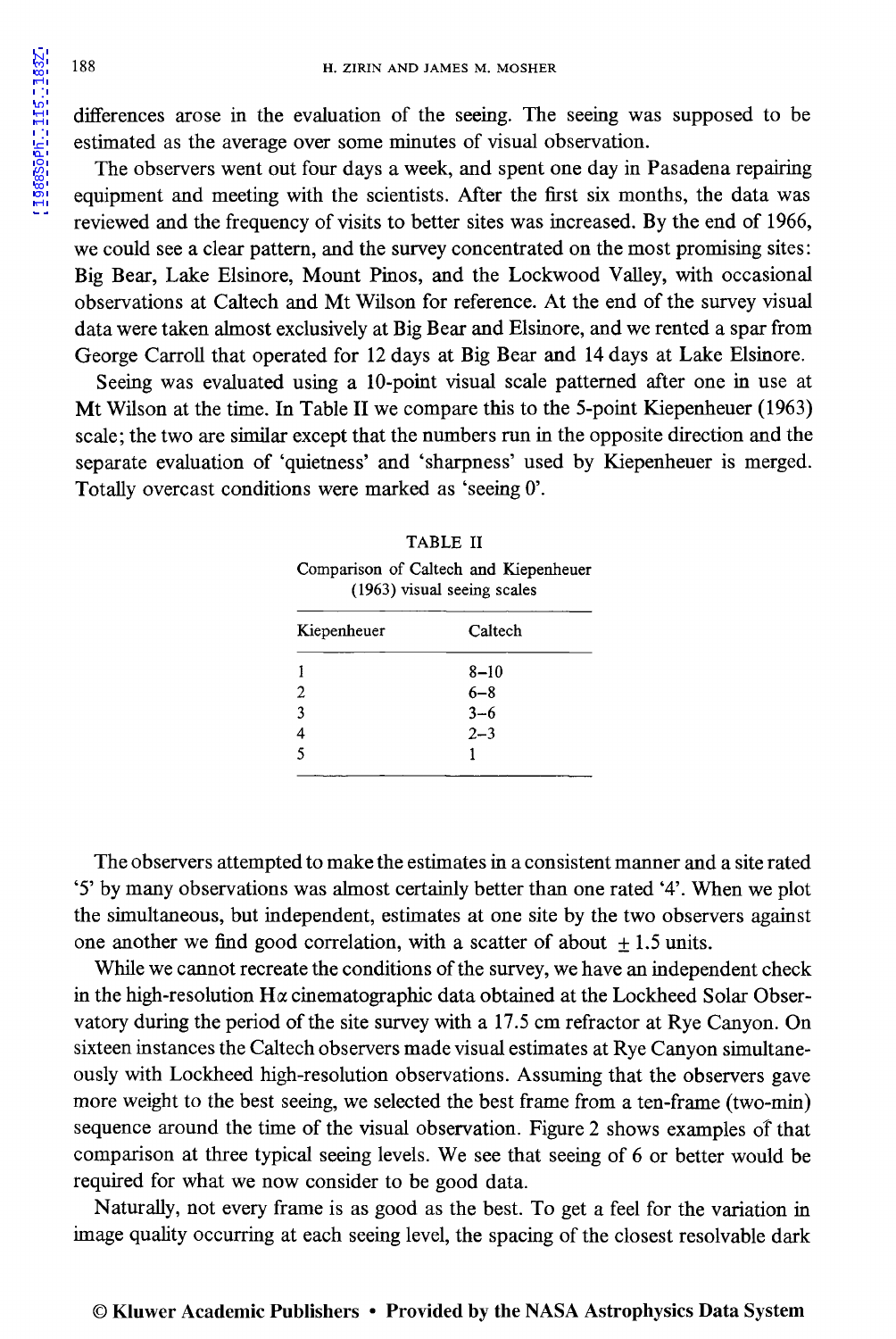differences arose in the evaluation of the seeing. The seeing was supposed to be estimated as the average over some minutes of visual observation.

The observers went out four days a week, and spent one day in Pasadena repairing equipment and meeting with the scientists. After the first six months, the data was reviewed and the frequency of visits to better sites was increased. By the end of 1966, we could see a clear pattern, and the survey concentrated on the most promising sites: Big Bear, Lake Elsinore, Mount Pinos, and the Lockwood Valley, with occasional observations at Caltech and Mt Wilson for reference. At the end of the survey visual data were taken almost exclusively at Big Bear and Elsinore, and we rented a spar from George Carroll that operated for 12 days at Big Bear and 14 days at Lake Elsinore.

Seeing was evaluated using a 10-point visual scale patterned after one in use at Mt Wilson at the time. In Table II we compare this to the 5-point Kiepenheuer (1963) scale; the two are similar except that the numbers run in the opposite direction and the separate evaluation of 'quietness' and 'sharpness' used by Kiepenheuer is merged. Totally overcast conditions were marked as 'seeing 0'.

TABLE II

Comparison of Caltech and Kiepenheuer (1963) visual seeing scales

| Kiepenheuer | Caltech |
|---|---|
| 1 | 8–10 |
| 2 | 6–8 |
| 3 | 3–6 |
| 4 | 2–3 |
| 5 | 1 |

The observers attempted to make the estimates in a consistent manner and a site rated '5' by many observations was almost certainly better than one rated '4'. When we plot the simultaneous, but independent, estimates at one site by the two observers against one another we find good correlation, with a scatter of about $\pm 1.5$ units.

While we cannot recreate the conditions of the survey, we have an independent check in the high-resolution H$\alpha$ cinematographic data obtained at the Lockheed Solar Observatory during the period of the site survey with a 17.5 cm refractor at Rye Canyon. On sixteen instances the Caltech observers made visual estimates at Rye Canyon simultaneously with Lockheed high-resolution observations. Assuming that the observers gave more weight to the best seeing, we selected the best frame from a ten-frame (two-min) sequence around the time of the visual observation. Figure 2 shows examples of that comparison at three typical seeing levels. We see that seeing of 6 or better would be required for what we now consider to be good data.

Naturally, not every frame is as good as the best. To get a feel for the variation in image quality occurring at each seeing level, the spacing of the closest resolvable dark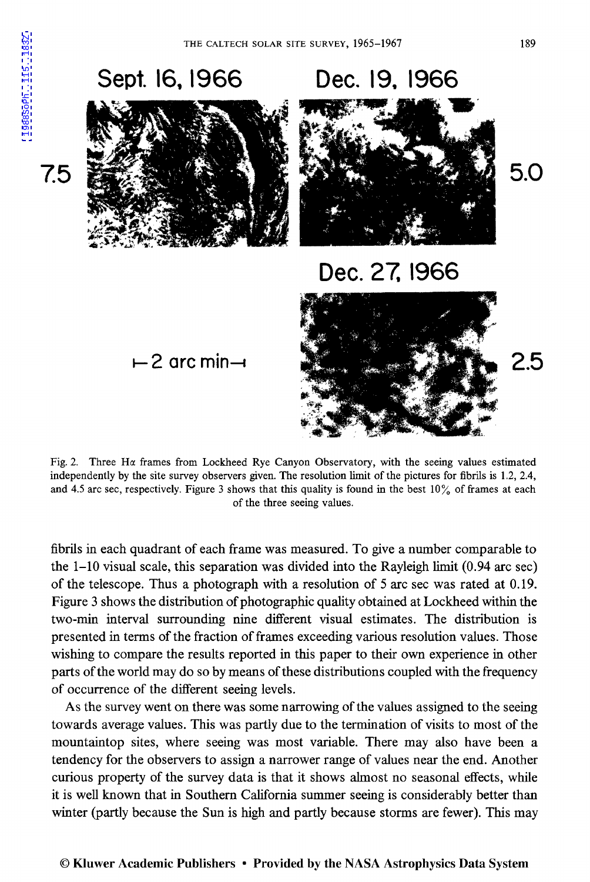Sept. 16, 1966 — 7.5

Dec. 19, 1966 — 5.0

Dec. 27, 1966 — 2.5

⊢ 2 arc min ⊣

Fig. 2. Three Hα frames from Lockheed Rye Canyon Observatory, with the seeing values estimated independently by the site survey observers given. The resolution limit of the pictures for fibrils is 1.2, 2.4, and 4.5 arc sec, respectively. Figure 3 shows that this quality is found in the best 10% of frames at each of the three seeing values.

fibrils in each quadrant of each frame was measured. To give a number comparable to the 1–10 visual scale, this separation was divided into the Rayleigh limit (0.94 arc sec) of the telescope. Thus a photograph with a resolution of 5 arc sec was rated at 0.19. Figure 3 shows the distribution of photographic quality obtained at Lockheed within the two-min interval surrounding nine different visual estimates. The distribution is presented in terms of the fraction of frames exceeding various resolution values. Those wishing to compare the results reported in this paper to their own experience in other parts of the world may do so by means of these distributions coupled with the frequency of occurrence of the different seeing levels.

As the survey went on there was some narrowing of the values assigned to the seeing towards average values. This was partly due to the termination of visits to most of the mountaintop sites, where seeing was most variable. There may also have been a tendency for the observers to assign a narrower range of values near the end. Another curious property of the survey data is that it shows almost no seasonal effects, while it is well known that in Southern California summer seeing is considerably better than winter (partly because the Sun is high and partly because storms are fewer). This may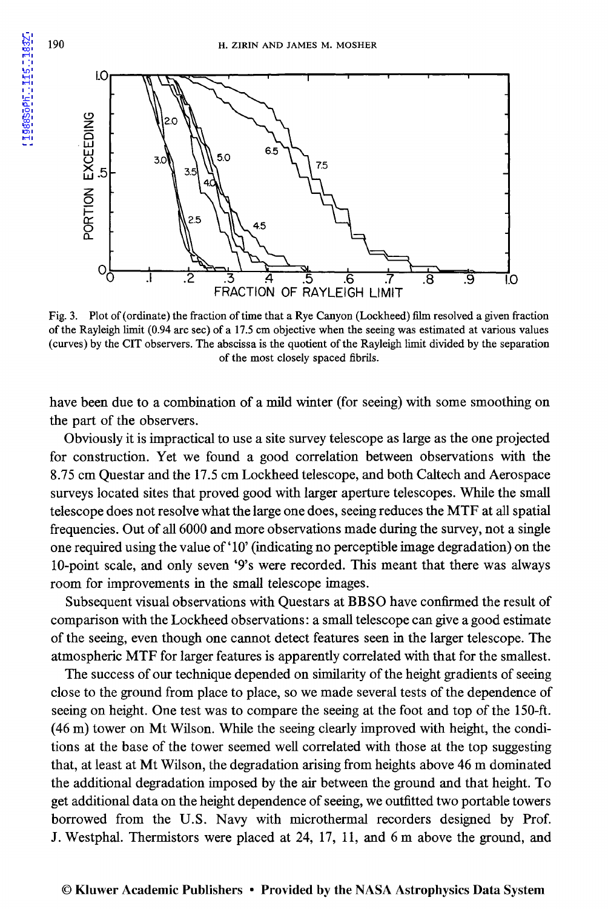Fig. 3. Plot of (ordinate) the fraction of time that a Rye Canyon (Lockheed) film resolved a given fraction of the Rayleigh limit (0.94 arc sec) of a 17.5 cm objective when the seeing was estimated at various values (curves) by the CIT observers. The abscissa is the quotient of the Rayleigh limit divided by the separation of the most closely spaced fibrils.

have been due to a combination of a mild winter (for seeing) with some smoothing on the part of the observers.

Obviously it is impractical to use a site survey telescope as large as the one projected for construction. Yet we found a good correlation between observations with the 8.75 cm Questar and the 17.5 cm Lockheed telescope, and both Caltech and Aerospace surveys located sites that proved good with larger aperture telescopes. While the small telescope does not resolve what the large one does, seeing reduces the MTF at all spatial frequencies. Out of all 6000 and more observations made during the survey, not a single one required using the value of '10' (indicating no perceptible image degradation) on the 10-point scale, and only seven '9's were recorded. This meant that there was always room for improvements in the small telescope images.

Subsequent visual observations with Questars at BBSO have confirmed the result of comparison with the Lockheed observations: a small telescope can give a good estimate of the seeing, even though one cannot detect features seen in the larger telescope. The atmospheric MTF for larger features is apparently correlated with that for the smallest.

The success of our technique depended on similarity of the height gradients of seeing close to the ground from place to place, so we made several tests of the dependence of seeing on height. One test was to compare the seeing at the foot and top of the 150-ft. (46 m) tower on Mt Wilson. While the seeing clearly improved with height, the conditions at the base of the tower seemed well correlated with those at the top suggesting that, at least at Mt Wilson, the degradation arising from heights above 46 m dominated the additional degradation imposed by the air between the ground and that height. To get additional data on the height dependence of seeing, we outfitted two portable towers borrowed from the U.S. Navy with microthermal recorders designed by Prof. J. Westphal. Thermistors were placed at 24, 17, 11, and 6 m above the ground, and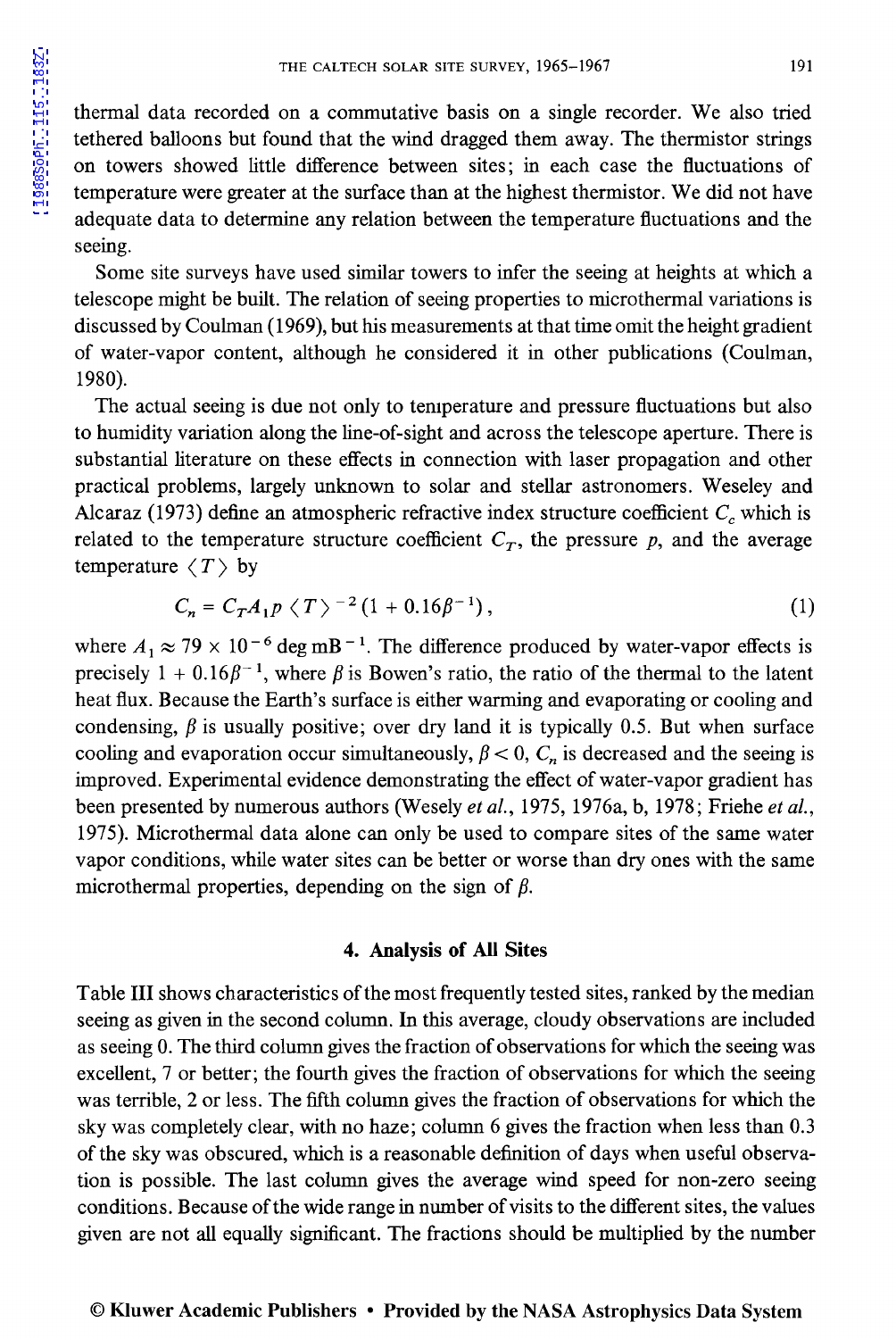thermal data recorded on a commutative basis on a single recorder. We also tried tethered balloons but found that the wind dragged them away. The thermistor strings on towers showed little difference between sites; in each case the fluctuations of temperature were greater at the surface than at the highest thermistor. We did not have adequate data to determine any relation between the temperature fluctuations and the seeing.

Some site surveys have used similar towers to infer the seeing at heights at which a telescope might be built. The relation of seeing properties to microthermal variations is discussed by Coulman (1969), but his measurements at that time omit the height gradient of water-vapor content, although he considered it in other publications (Coulman, 1980).

The actual seeing is due not only to temperature and pressure fluctuations but also to humidity variation along the line-of-sight and across the telescope aperture. There is substantial literature on these effects in connection with laser propagation and other practical problems, largely unknown to solar and stellar astronomers. Weseley and Alcaraz (1973) define an atmospheric refractive index structure coefficient $C_c$ which is related to the temperature structure coefficient $C_T$, the pressure $p$, and the average temperature $\langle T \rangle$ by

$$C_n = C_T A_1 p \langle T \rangle^{-2} (1 + 0.16\beta^{-1}), \tag{1}$$

where $A_1 \approx 79 \times 10^{-6}$ deg mB$^{-1}$. The difference produced by water-vapor effects is precisely $1 + 0.16\beta^{-1}$, where $\beta$ is Bowen's ratio, the ratio of the thermal to the latent heat flux. Because the Earth's surface is either warming and evaporating or cooling and condensing, $\beta$ is usually positive; over dry land it is typically 0.5. But when surface cooling and evaporation occur simultaneously, $\beta < 0$, $C_n$ is decreased and the seeing is improved. Experimental evidence demonstrating the effect of water-vapor gradient has been presented by numerous authors (Wesely *et al.*, 1975, 1976a, b, 1978; Friehe *et al.*, 1975). Microthermal data alone can only be used to compare sites of the same water vapor conditions, while water sites can be better or worse than dry ones with the same microthermal properties, depending on the sign of $\beta$.

## 4. Analysis of All Sites

Table III shows characteristics of the most frequently tested sites, ranked by the median seeing as given in the second column. In this average, cloudy observations are included as seeing 0. The third column gives the fraction of observations for which the seeing was excellent, 7 or better; the fourth gives the fraction of observations for which the seeing was terrible, 2 or less. The fifth column gives the fraction of observations for which the sky was completely clear, with no haze; column 6 gives the fraction when less than 0.3 of the sky was obscured, which is a reasonable definition of days when useful observation is possible. The last column gives the average wind speed for non-zero seeing conditions. Because of the wide range in number of visits to the different sites, the values given are not all equally significant. The fractions should be multiplied by the number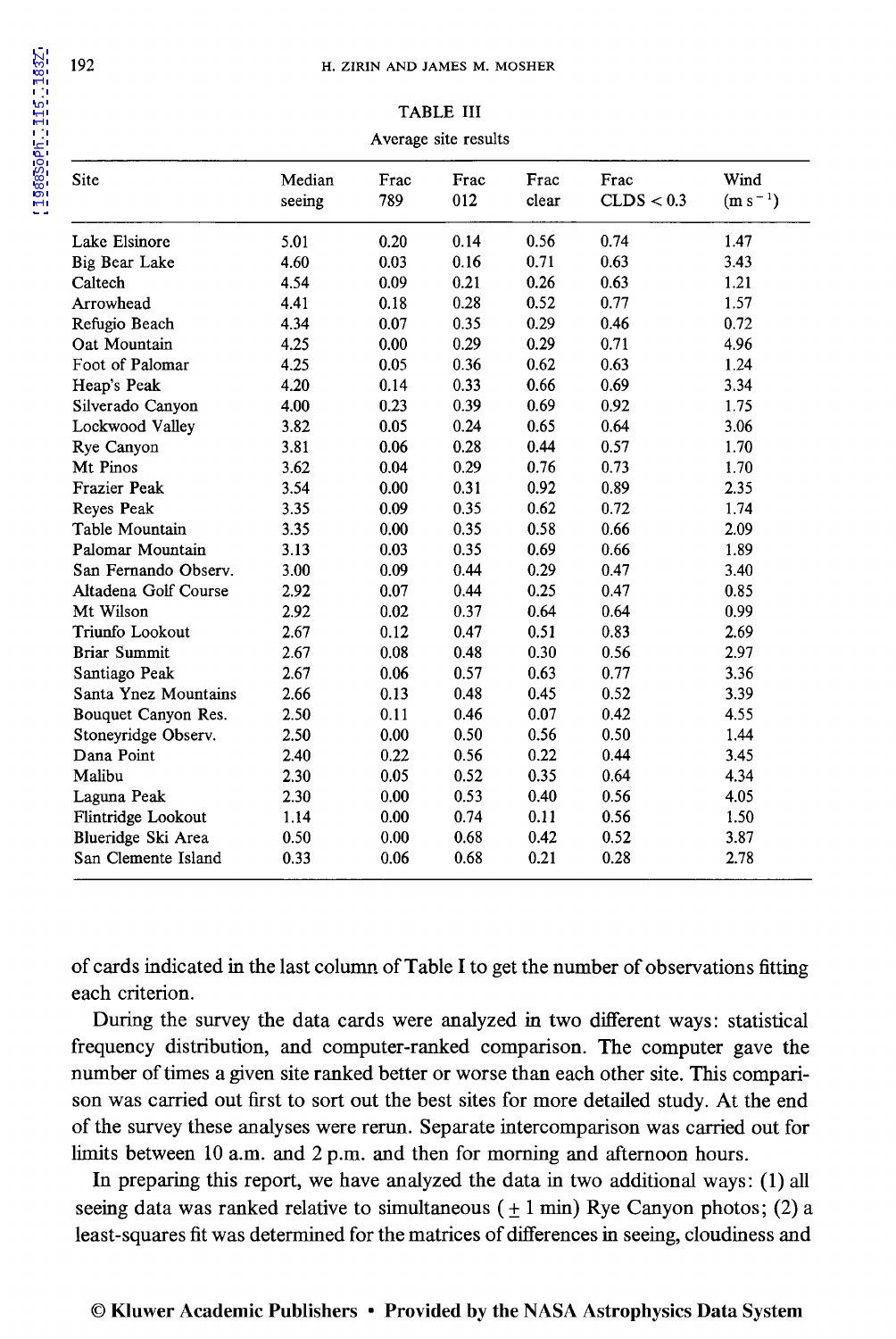TABLE III

Average site results

| Site | Median seeing | Frac 789 | Frac 012 | Frac clear | Frac CLDS < 0.3 | Wind ($m s^{-1}$) |
|---|---|---|---|---|---|---|
| Lake Elsinore | 5.01 | 0.20 | 0.14 | 0.56 | 0.74 | 1.47 |
| Big Bear Lake | 4.60 | 0.03 | 0.16 | 0.71 | 0.63 | 3.43 |
| Caltech | 4.54 | 0.09 | 0.21 | 0.26 | 0.63 | 1.21 |
| Arrowhead | 4.41 | 0.18 | 0.28 | 0.52 | 0.77 | 1.57 |
| Refugio Beach | 4.34 | 0.07 | 0.35 | 0.29 | 0.46 | 0.72 |
| Oat Mountain | 4.25 | 0.00 | 0.29 | 0.29 | 0.71 | 4.96 |
| Foot of Palomar | 4.25 | 0.05 | 0.36 | 0.62 | 0.63 | 1.24 |
| Heap's Peak | 4.20 | 0.14 | 0.33 | 0.66 | 0.69 | 3.34 |
| Silverado Canyon | 4.00 | 0.23 | 0.39 | 0.69 | 0.92 | 1.75 |
| Lockwood Valley | 3.82 | 0.05 | 0.24 | 0.65 | 0.64 | 3.06 |
| Rye Canyon | 3.81 | 0.06 | 0.28 | 0.44 | 0.57 | 1.70 |
| Mt Pinos | 3.62 | 0.04 | 0.29 | 0.76 | 0.73 | 1.70 |
| Frazier Peak | 3.54 | 0.00 | 0.31 | 0.92 | 0.89 | 2.35 |
| Reyes Peak | 3.35 | 0.09 | 0.35 | 0.62 | 0.72 | 1.74 |
| Table Mountain | 3.35 | 0.00 | 0.35 | 0.58 | 0.66 | 2.09 |
| Palomar Mountain | 3.13 | 0.03 | 0.35 | 0.69 | 0.66 | 1.89 |
| San Fernando Observ. | 3.00 | 0.09 | 0.44 | 0.29 | 0.47 | 3.40 |
| Altadena Golf Course | 2.92 | 0.07 | 0.44 | 0.25 | 0.47 | 0.85 |
| Mt Wilson | 2.92 | 0.02 | 0.37 | 0.64 | 0.64 | 0.99 |
| Triunfo Lookout | 2.67 | 0.12 | 0.47 | 0.51 | 0.83 | 2.69 |
| Briar Summit | 2.67 | 0.08 | 0.48 | 0.30 | 0.56 | 2.97 |
| Santiago Peak | 2.67 | 0.06 | 0.57 | 0.63 | 0.77 | 3.36 |
| Santa Ynez Mountains | 2.66 | 0.13 | 0.48 | 0.45 | 0.52 | 3.39 |
| Bouquet Canyon Res. | 2.50 | 0.11 | 0.46 | 0.07 | 0.42 | 4.55 |
| Stoneyridge Observ. | 2.50 | 0.00 | 0.50 | 0.56 | 0.50 | 1.44 |
| Dana Point | 2.40 | 0.22 | 0.56 | 0.22 | 0.44 | 3.45 |
| Malibu | 2.30 | 0.05 | 0.52 | 0.35 | 0.64 | 4.34 |
| Laguna Peak | 2.30 | 0.00 | 0.53 | 0.40 | 0.56 | 4.05 |
| Flintridge Lookout | 1.14 | 0.00 | 0.74 | 0.11 | 0.56 | 1.50 |
| Blueridge Ski Area | 0.50 | 0.00 | 0.68 | 0.42 | 0.52 | 3.87 |
| San Clemente Island | 0.33 | 0.06 | 0.68 | 0.21 | 0.28 | 2.78 |

of cards indicated in the last column of Table I to get the number of observations fitting each criterion.

During the survey the data cards were analyzed in two different ways: statistical frequency distribution, and computer-ranked comparison. The computer gave the number of times a given site ranked better or worse than each other site. This comparison was carried out first to sort out the best sites for more detailed study. At the end of the survey these analyses were rerun. Separate intercomparison was carried out for limits between 10 a.m. and 2 p.m. and then for morning and afternoon hours.

In preparing this report, we have analyzed the data in two additional ways: (1) all seeing data was ranked relative to simultaneous ($\pm$ 1 min) Rye Canyon photos; (2) a least-squares fit was determined for the matrices of differences in seeing, cloudiness and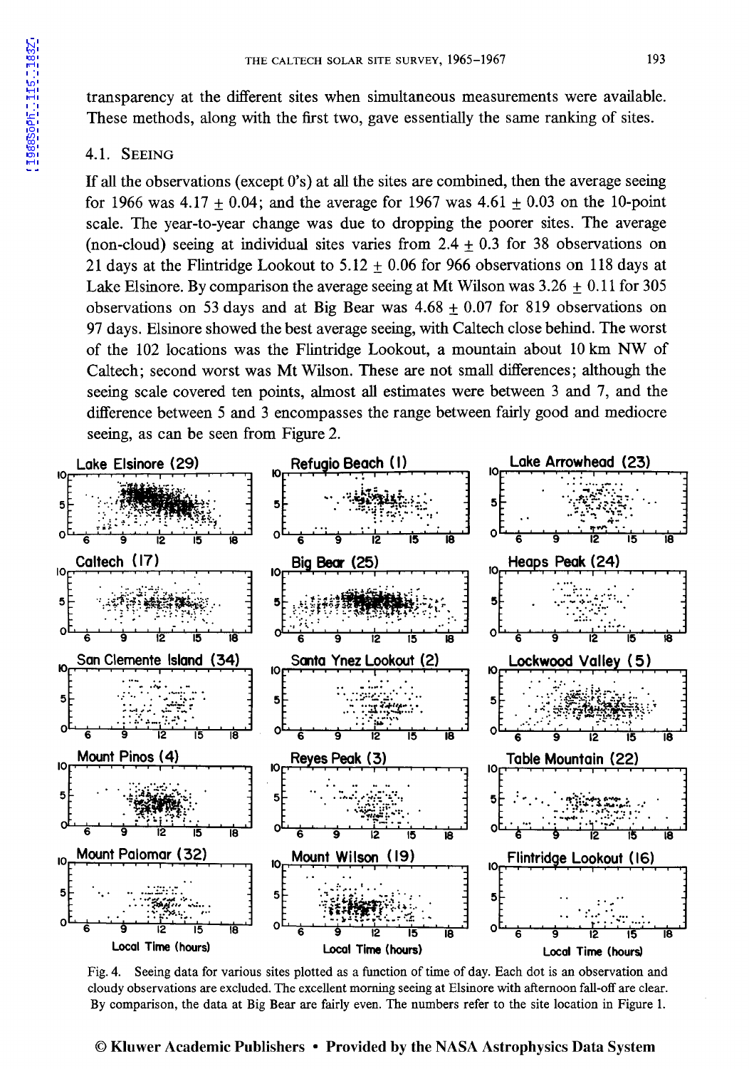transparency at the different sites when simultaneous measurements were available. These methods, along with the first two, gave essentially the same ranking of sites.

### 4.1. Seeing

If all the observations (except 0's) at all the sites are combined, then the average seeing for 1966 was $4.17 \pm 0.04$; and the average for 1967 was $4.61 \pm 0.03$ on the 10-point scale. The year-to-year change was due to dropping the poorer sites. The average (non-cloud) seeing at individual sites varies from $2.4 \pm 0.3$ for 38 observations on 21 days at the Flintridge Lookout to $5.12 \pm 0.06$ for 966 observations on 118 days at Lake Elsinore. By comparison the average seeing at Mt Wilson was $3.26 \pm 0.11$ for 305 observations on 53 days and at Big Bear was $4.68 \pm 0.07$ for 819 observations on 97 days. Elsinore showed the best average seeing, with Caltech close behind. The worst of the 102 locations was the Flintridge Lookout, a mountain about 10 km NW of Caltech; second worst was Mt Wilson. These are not small differences; although the seeing scale covered ten points, almost all estimates were between 3 and 7, and the difference between 5 and 3 encompasses the range between fairly good and mediocre seeing, as can be seen from Figure 2.

Fig. 4. Seeing data for various sites plotted as a function of time of day. Each dot is an observation and cloudy observations are excluded. The excellent morning seeing at Elsinore with afternoon fall-off are clear. By comparison, the data at Big Bear are fairly even. The numbers refer to the site location in Figure 1.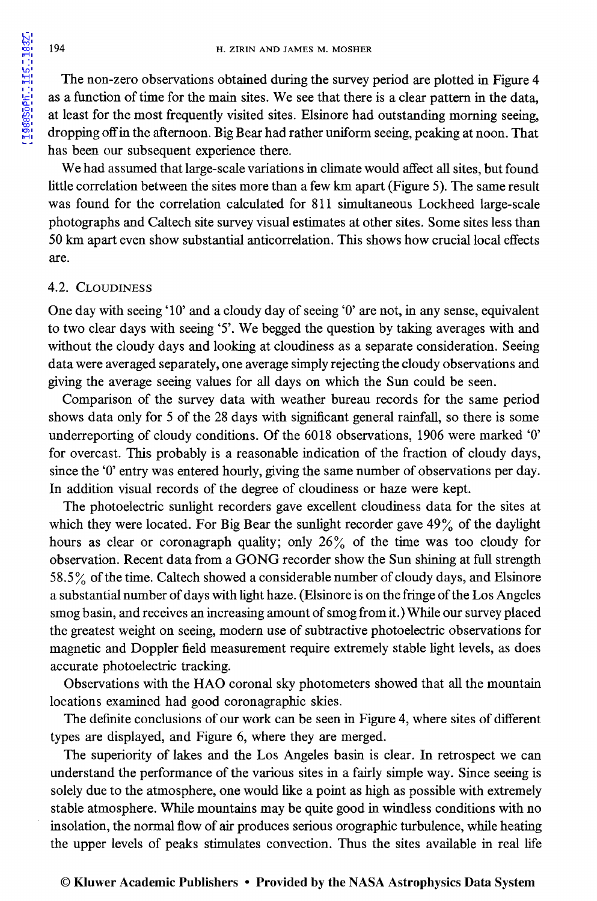The non-zero observations obtained during the survey period are plotted in Figure 4 as a function of time for the main sites. We see that there is a clear pattern in the data, at least for the most frequently visited sites. Elsinore had outstanding morning seeing, dropping off in the afternoon. Big Bear had rather uniform seeing, peaking at noon. That has been our subsequent experience there.

We had assumed that large-scale variations in climate would affect all sites, but found little correlation between the sites more than a few km apart (Figure 5). The same result was found for the correlation calculated for 811 simultaneous Lockheed large-scale photographs and Caltech site survey visual estimates at other sites. Some sites less than 50 km apart even show substantial anticorrelation. This shows how crucial local effects are.

### 4.2. Cloudiness

One day with seeing '10' and a cloudy day of seeing '0' are not, in any sense, equivalent to two clear days with seeing '5'. We begged the question by taking averages with and without the cloudy days and looking at cloudiness as a separate consideration. Seeing data were averaged separately, one average simply rejecting the cloudy observations and giving the average seeing values for all days on which the Sun could be seen.

Comparison of the survey data with weather bureau records for the same period shows data only for 5 of the 28 days with significant general rainfall, so there is some underreporting of cloudy conditions. Of the 6018 observations, 1906 were marked '0' for overcast. This probably is a reasonable indication of the fraction of cloudy days, since the '0' entry was entered hourly, giving the same number of observations per day. In addition visual records of the degree of cloudiness or haze were kept.

The photoelectric sunlight recorders gave excellent cloudiness data for the sites at which they were located. For Big Bear the sunlight recorder gave 49% of the daylight hours as clear or coronagraph quality; only 26% of the time was too cloudy for observation. Recent data from a GONG recorder show the Sun shining at full strength 58.5% of the time. Caltech showed a considerable number of cloudy days, and Elsinore a substantial number of days with light haze. (Elsinore is on the fringe of the Los Angeles smog basin, and receives an increasing amount of smog from it.) While our survey placed the greatest weight on seeing, modern use of subtractive photoelectric observations for magnetic and Doppler field measurement require extremely stable light levels, as does accurate photoelectric tracking.

Observations with the HAO coronal sky photometers showed that all the mountain locations examined had good coronagraphic skies.

The definite conclusions of our work can be seen in Figure 4, where sites of different types are displayed, and Figure 6, where they are merged.

The superiority of lakes and the Los Angeles basin is clear. In retrospect we can understand the performance of the various sites in a fairly simple way. Since seeing is solely due to the atmosphere, one would like a point as high as possible with extremely stable atmosphere. While mountains may be quite good in windless conditions with no insolation, the normal flow of air produces serious orographic turbulence, while heating the upper levels of peaks stimulates convection. Thus the sites available in real life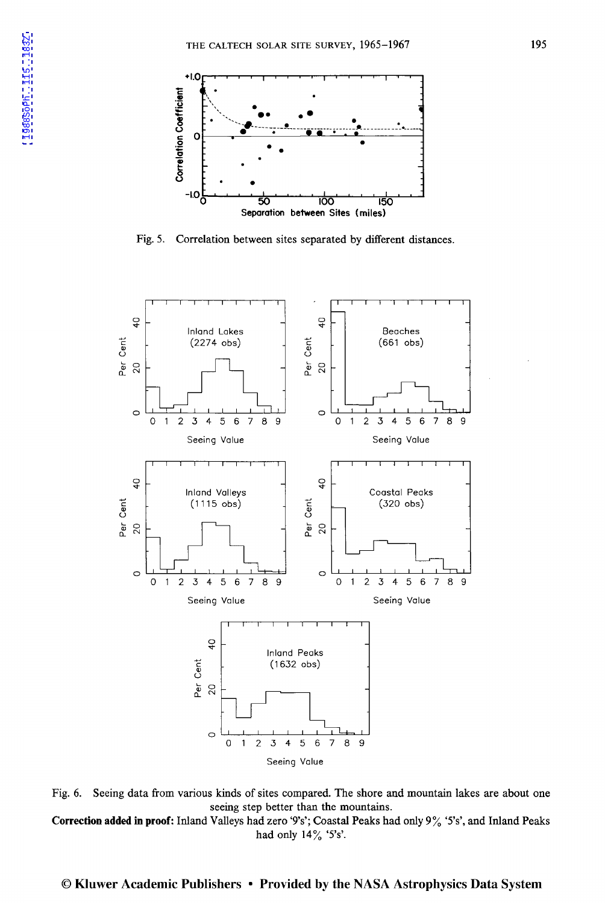Fig. 5. Correlation between sites separated by different distances.

Fig. 6. Seeing data from various kinds of sites compared. The shore and mountain lakes are about one seeing step better than the mountains.

**Correction added in proof:** Inland Valleys had zero '9's'; Coastal Peaks had only 9% '5's', and Inland Peaks had only 14% '5's'.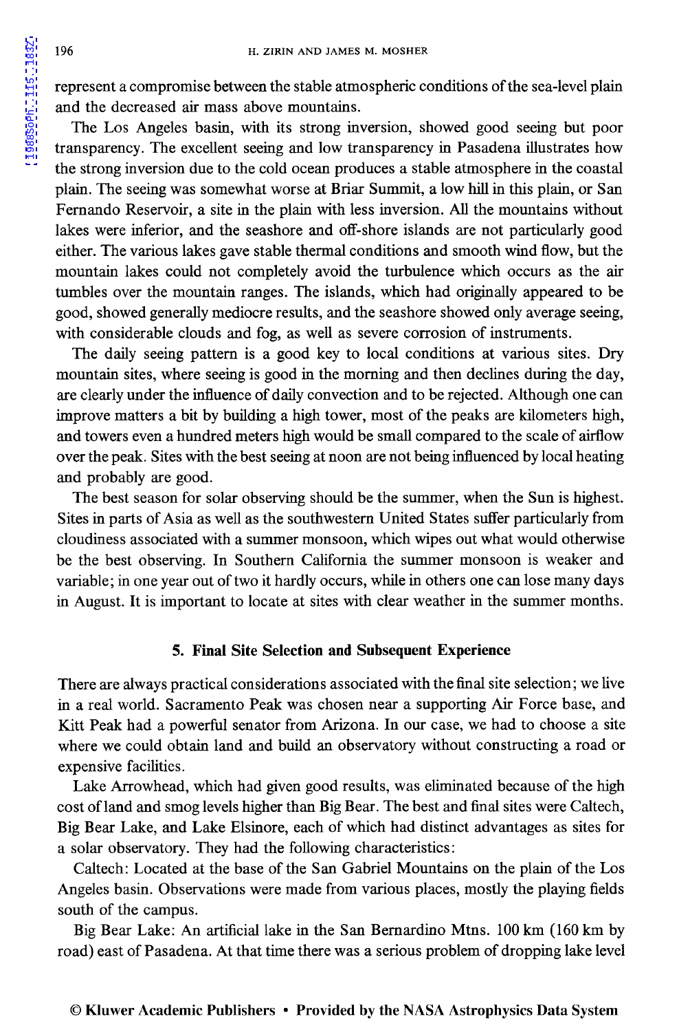represent a compromise between the stable atmospheric conditions of the sea-level plain and the decreased air mass above mountains.

The Los Angeles basin, with its strong inversion, showed good seeing but poor transparency. The excellent seeing and low transparency in Pasadena illustrates how the strong inversion due to the cold ocean produces a stable atmosphere in the coastal plain. The seeing was somewhat worse at Briar Summit, a low hill in this plain, or San Fernando Reservoir, a site in the plain with less inversion. All the mountains without lakes were inferior, and the seashore and off-shore islands are not particularly good either. The various lakes gave stable thermal conditions and smooth wind flow, but the mountain lakes could not completely avoid the turbulence which occurs as the air tumbles over the mountain ranges. The islands, which had originally appeared to be good, showed generally mediocre results, and the seashore showed only average seeing, with considerable clouds and fog, as well as severe corrosion of instruments.

The daily seeing pattern is a good key to local conditions at various sites. Dry mountain sites, where seeing is good in the morning and then declines during the day, are clearly under the influence of daily convection and to be rejected. Although one can improve matters a bit by building a high tower, most of the peaks are kilometers high, and towers even a hundred meters high would be small compared to the scale of airflow over the peak. Sites with the best seeing at noon are not being influenced by local heating and probably are good.

The best season for solar observing should be the summer, when the Sun is highest. Sites in parts of Asia as well as the southwestern United States suffer particularly from cloudiness associated with a summer monsoon, which wipes out what would otherwise be the best observing. In Southern California the summer monsoon is weaker and variable; in one year out of two it hardly occurs, while in others one can lose many days in August. It is important to locate at sites with clear weather in the summer months.

## 5. Final Site Selection and Subsequent Experience

There are always practical considerations associated with the final site selection; we live in a real world. Sacramento Peak was chosen near a supporting Air Force base, and Kitt Peak had a powerful senator from Arizona. In our case, we had to choose a site where we could obtain land and build an observatory without constructing a road or expensive facilities.

Lake Arrowhead, which had given good results, was eliminated because of the high cost of land and smog levels higher than Big Bear. The best and final sites were Caltech, Big Bear Lake, and Lake Elsinore, each of which had distinct advantages as sites for a solar observatory. They had the following characteristics:

Caltech: Located at the base of the San Gabriel Mountains on the plain of the Los Angeles basin. Observations were made from various places, mostly the playing fields south of the campus.

Big Bear Lake: An artificial lake in the San Bernardino Mtns. 100 km (160 km by road) east of Pasadena. At that time there was a serious problem of dropping lake level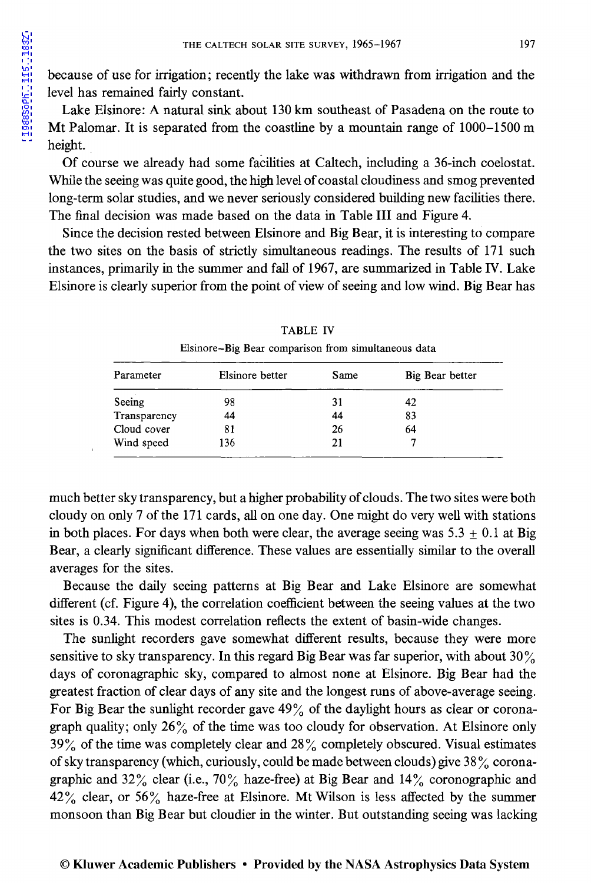because of use for irrigation; recently the lake was withdrawn from irrigation and the level has remained fairly constant.

Lake Elsinore: A natural sink about 130 km southeast of Pasadena on the route to Mt Palomar. It is separated from the coastline by a mountain range of 1000–1500 m height.

Of course we already had some facilities at Caltech, including a 36-inch coelostat. While the seeing was quite good, the high level of coastal cloudiness and smog prevented long-term solar studies, and we never seriously considered building new facilities there. The final decision was made based on the data in Table III and Figure 4.

Since the decision rested between Elsinore and Big Bear, it is interesting to compare the two sites on the basis of strictly simultaneous readings. The results of 171 such instances, primarily in the summer and fall of 1967, are summarized in Table IV. Lake Elsinore is clearly superior from the point of view of seeing and low wind. Big Bear has much better sky transparency, but a higher probability of clouds. The two sites were both cloudy on only 7 of the 171 cards, all on one day. One might do very well with stations in both places. For days when both were clear, the average seeing was $5.3 \pm 0.1$ at Big Bear, a clearly significant difference. These values are essentially similar to the overall averages for the sites.

TABLE IV

Elsinore–Big Bear comparison from simultaneous data

| Parameter | Elsinore better | Same | Big Bear better |
|---|---|---|---|
| Seeing | 98 | 31 | 42 |
| Transparency | 44 | 44 | 83 |
| Cloud cover | 81 | 26 | 64 |
| Wind speed | 136 | 21 | 7 |

Because the daily seeing patterns at Big Bear and Lake Elsinore are somewhat different (cf. Figure 4), the correlation coefficient between the seeing values at the two sites is 0.34. This modest correlation reflects the extent of basin-wide changes.

The sunlight recorders gave somewhat different results, because they were more sensitive to sky transparency. In this regard Big Bear was far superior, with about 30% days of coronagraphic sky, compared to almost none at Elsinore. Big Bear had the greatest fraction of clear days of any site and the longest runs of above-average seeing. For Big Bear the sunlight recorder gave 49% of the daylight hours as clear or coronagraph quality; only 26% of the time was too cloudy for observation. At Elsinore only 39% of the time was completely clear and 28% completely obscured. Visual estimates of sky transparency (which, curiously, could be made between clouds) give 38% coronagraphic and 32% clear (i.e., 70% haze-free) at Big Bear and 14% coronographic and 42% clear, or 56% haze-free at Elsinore. Mt Wilson is less affected by the summer monsoon than Big Bear but cloudier in the winter. But outstanding seeing was lacking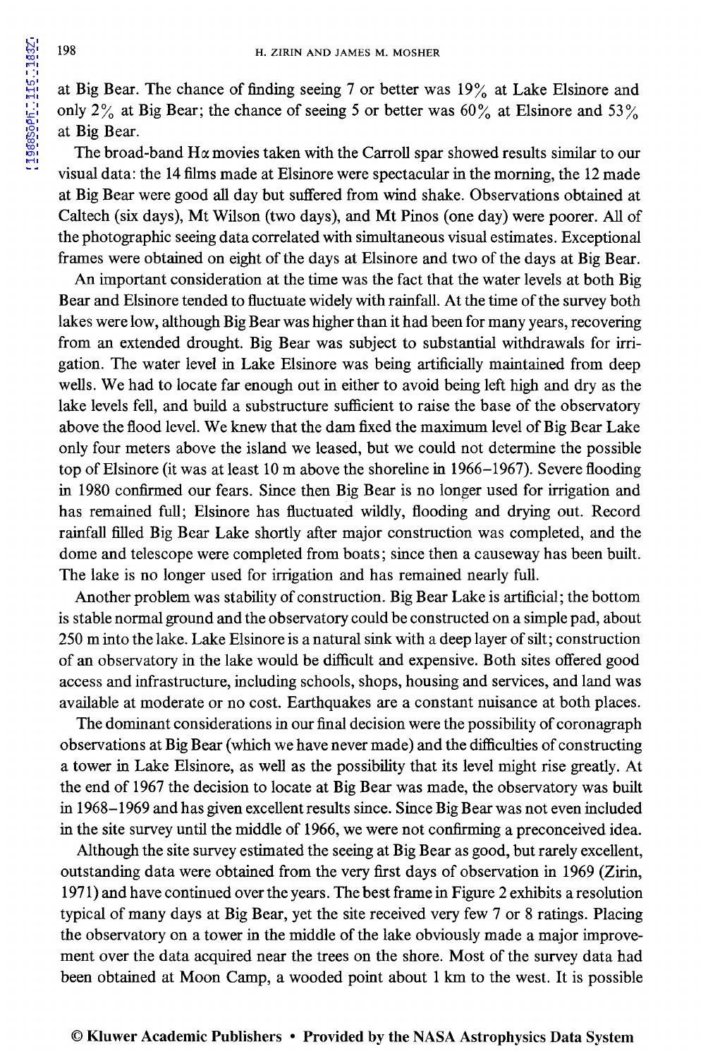at Big Bear. The chance of finding seeing 7 or better was 19% at Lake Elsinore and only 2% at Big Bear; the chance of seeing 5 or better was 60% at Elsinore and 53% at Big Bear.

The broad-band Hα movies taken with the Carroll spar showed results similar to our visual data: the 14 films made at Elsinore were spectacular in the morning, the 12 made at Big Bear were good all day but suffered from wind shake. Observations obtained at Caltech (six days), Mt Wilson (two days), and Mt Pinos (one day) were poorer. All of the photographic seeing data correlated with simultaneous visual estimates. Exceptional frames were obtained on eight of the days at Elsinore and two of the days at Big Bear.

An important consideration at the time was the fact that the water levels at both Big Bear and Elsinore tended to fluctuate widely with rainfall. At the time of the survey both lakes were low, although Big Bear was higher than it had been for many years, recovering from an extended drought. Big Bear was subject to substantial withdrawals for irrigation. The water level in Lake Elsinore was being artificially maintained from deep wells. We had to locate far enough out in either to avoid being left high and dry as the lake levels fell, and build a substructure sufficient to raise the base of the observatory above the flood level. We knew that the dam fixed the maximum level of Big Bear Lake only four meters above the island we leased, but we could not determine the possible top of Elsinore (it was at least 10 m above the shoreline in 1966–1967). Severe flooding in 1980 confirmed our fears. Since then Big Bear is no longer used for irrigation and has remained full; Elsinore has fluctuated wildly, flooding and drying out. Record rainfall filled Big Bear Lake shortly after major construction was completed, and the dome and telescope were completed from boats; since then a causeway has been built. The lake is no longer used for irrigation and has remained nearly full.

Another problem was stability of construction. Big Bear Lake is artificial; the bottom is stable normal ground and the observatory could be constructed on a simple pad, about 250 m into the lake. Lake Elsinore is a natural sink with a deep layer of silt; construction of an observatory in the lake would be difficult and expensive. Both sites offered good access and infrastructure, including schools, shops, housing and services, and land was available at moderate or no cost. Earthquakes are a constant nuisance at both places.

The dominant considerations in our final decision were the possibility of coronagraph observations at Big Bear (which we have never made) and the difficulties of constructing a tower in Lake Elsinore, as well as the possibility that its level might rise greatly. At the end of 1967 the decision to locate at Big Bear was made, the observatory was built in 1968–1969 and has given excellent results since. Since Big Bear was not even included in the site survey until the middle of 1966, we were not confirming a preconceived idea.

Although the site survey estimated the seeing at Big Bear as good, but rarely excellent, outstanding data were obtained from the very first days of observation in 1969 (Zirin, 1971) and have continued over the years. The best frame in Figure 2 exhibits a resolution typical of many days at Big Bear, yet the site received very few 7 or 8 ratings. Placing the observatory on a tower in the middle of the lake obviously made a major improvement over the data acquired near the trees on the shore. Most of the survey data had been obtained at Moon Camp, a wooded point about 1 km to the west. It is possible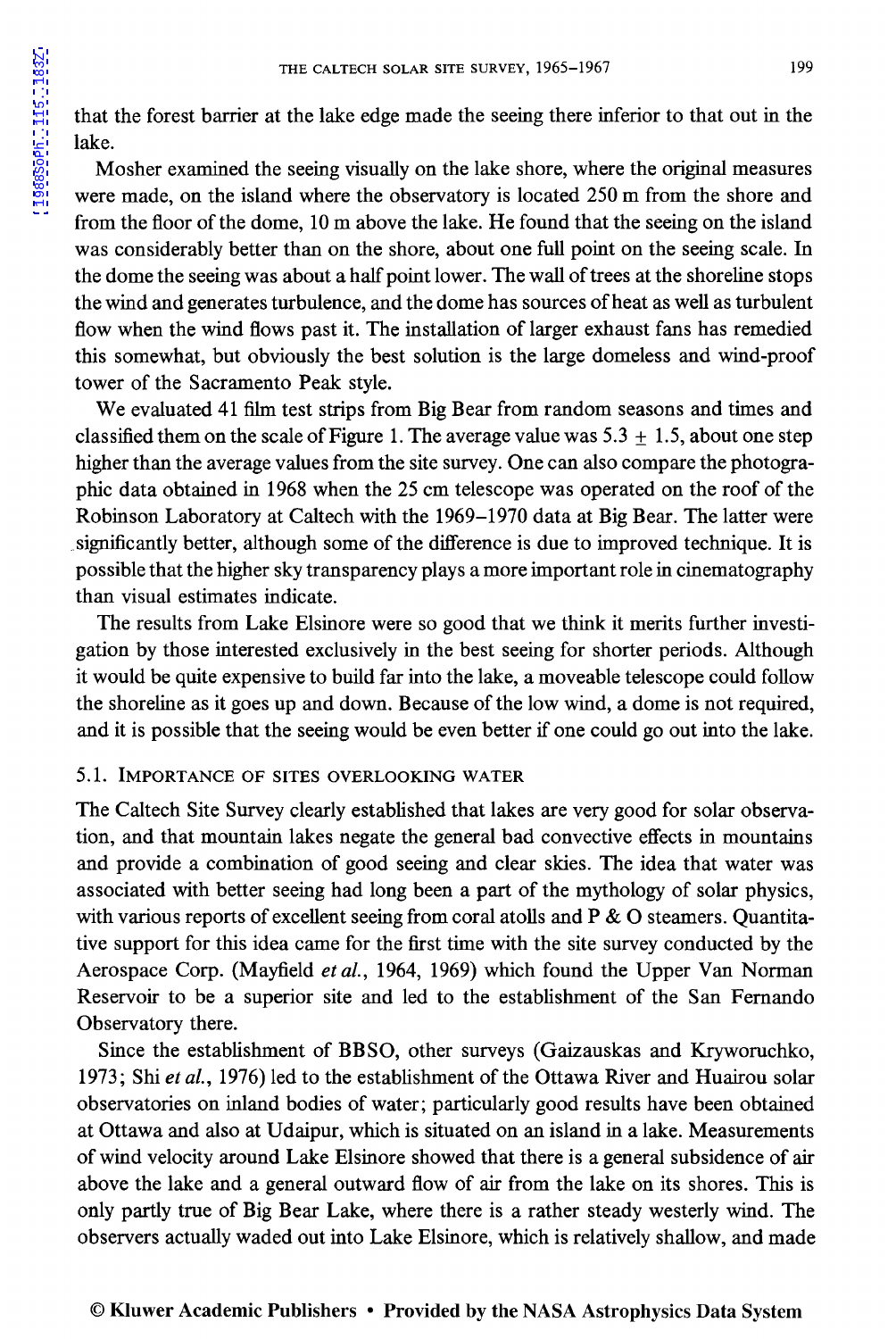that the forest barrier at the lake edge made the seeing there inferior to that out in the lake.

Mosher examined the seeing visually on the lake shore, where the original measures were made, on the island where the observatory is located 250 m from the shore and from the floor of the dome, 10 m above the lake. He found that the seeing on the island was considerably better than on the shore, about one full point on the seeing scale. In the dome the seeing was about a half point lower. The wall of trees at the shoreline stops the wind and generates turbulence, and the dome has sources of heat as well as turbulent flow when the wind flows past it. The installation of larger exhaust fans has remedied this somewhat, but obviously the best solution is the large domeless and wind-proof tower of the Sacramento Peak style.

We evaluated 41 film test strips from Big Bear from random seasons and times and classified them on the scale of Figure 1. The average value was $5.3 \pm 1.5$, about one step higher than the average values from the site survey. One can also compare the photographic data obtained in 1968 when the 25 cm telescope was operated on the roof of the Robinson Laboratory at Caltech with the 1969–1970 data at Big Bear. The latter were significantly better, although some of the difference is due to improved technique. It is possible that the higher sky transparency plays a more important role in cinematography than visual estimates indicate.

The results from Lake Elsinore were so good that we think it merits further investigation by those interested exclusively in the best seeing for shorter periods. Although it would be quite expensive to build far into the lake, a moveable telescope could follow the shoreline as it goes up and down. Because of the low wind, a dome is not required, and it is possible that the seeing would be even better if one could go out into the lake.

### 5.1. Importance of Sites Overlooking Water

The Caltech Site Survey clearly established that lakes are very good for solar observation, and that mountain lakes negate the general bad convective effects in mountains and provide a combination of good seeing and clear skies. The idea that water was associated with better seeing had long been a part of the mythology of solar physics, with various reports of excellent seeing from coral atolls and P & O steamers. Quantitative support for this idea came for the first time with the site survey conducted by the Aerospace Corp. (Mayfield *et al.*, 1964, 1969) which found the Upper Van Norman Reservoir to be a superior site and led to the establishment of the San Fernando Observatory there.

Since the establishment of BBSO, other surveys (Gaizauskas and Kryworuchko, 1973; Shi *et al.*, 1976) led to the establishment of the Ottawa River and Huairou solar observatories on inland bodies of water; particularly good results have been obtained at Ottawa and also at Udaipur, which is situated on an island in a lake. Measurements of wind velocity around Lake Elsinore showed that there is a general subsidence of air above the lake and a general outward flow of air from the lake on its shores. This is only partly true of Big Bear Lake, where there is a rather steady westerly wind. The observers actually waded out into Lake Elsinore, which is relatively shallow, and made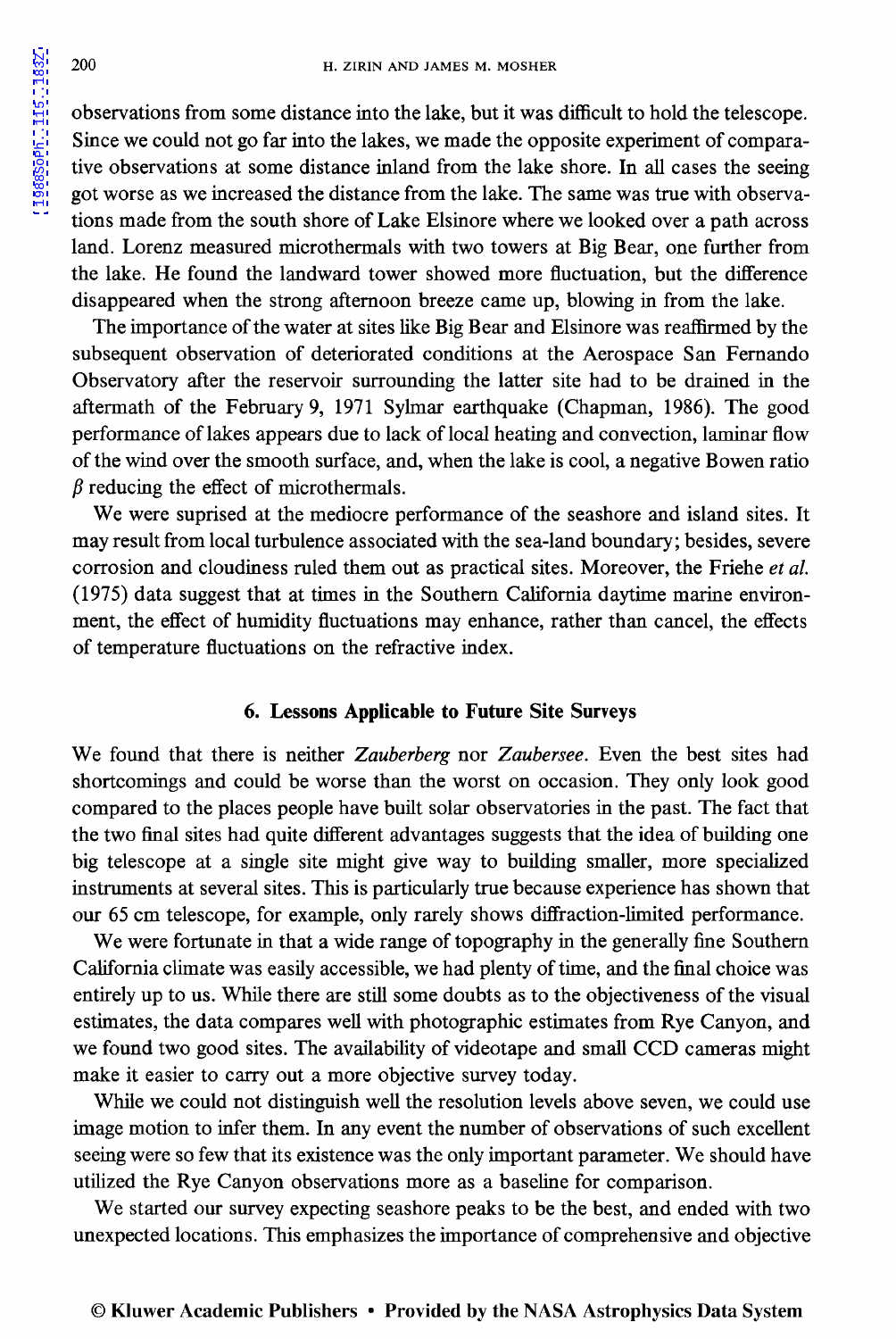observations from some distance into the lake, but it was difficult to hold the telescope. Since we could not go far into the lakes, we made the opposite experiment of comparative observations at some distance inland from the lake shore. In all cases the seeing got worse as we increased the distance from the lake. The same was true with observations made from the south shore of Lake Elsinore where we looked over a path across land. Lorenz measured microthermals with two towers at Big Bear, one further from the lake. He found the landward tower showed more fluctuation, but the difference disappeared when the strong afternoon breeze came up, blowing in from the lake.

The importance of the water at sites like Big Bear and Elsinore was reaffirmed by the subsequent observation of deteriorated conditions at the Aerospace San Fernando Observatory after the reservoir surrounding the latter site had to be drained in the aftermath of the February 9, 1971 Sylmar earthquake (Chapman, 1986). The good performance of lakes appears due to lack of local heating and convection, laminar flow of the wind over the smooth surface, and, when the lake is cool, a negative Bowen ratio $\beta$ reducing the effect of microthermals.

We were suprised at the mediocre performance of the seashore and island sites. It may result from local turbulence associated with the sea-land boundary; besides, severe corrosion and cloudiness ruled them out as practical sites. Moreover, the Friehe *et al.* (1975) data suggest that at times in the Southern California daytime marine environment, the effect of humidity fluctuations may enhance, rather than cancel, the effects of temperature fluctuations on the refractive index.

## 6. Lessons Applicable to Future Site Surveys

We found that there is neither *Zauberberg* nor *Zaubersee*. Even the best sites had shortcomings and could be worse than the worst on occasion. They only look good compared to the places people have built solar observatories in the past. The fact that the two final sites had quite different advantages suggests that the idea of building one big telescope at a single site might give way to building smaller, more specialized instruments at several sites. This is particularly true because experience has shown that our 65 cm telescope, for example, only rarely shows diffraction-limited performance.

We were fortunate in that a wide range of topography in the generally fine Southern California climate was easily accessible, we had plenty of time, and the final choice was entirely up to us. While there are still some doubts as to the objectiveness of the visual estimates, the data compares well with photographic estimates from Rye Canyon, and we found two good sites. The availability of videotape and small CCD cameras might make it easier to carry out a more objective survey today.

While we could not distinguish well the resolution levels above seven, we could use image motion to infer them. In any event the number of observations of such excellent seeing were so few that its existence was the only important parameter. We should have utilized the Rye Canyon observations more as a baseline for comparison.

We started our survey expecting seashore peaks to be the best, and ended with two unexpected locations. This emphasizes the importance of comprehensive and objective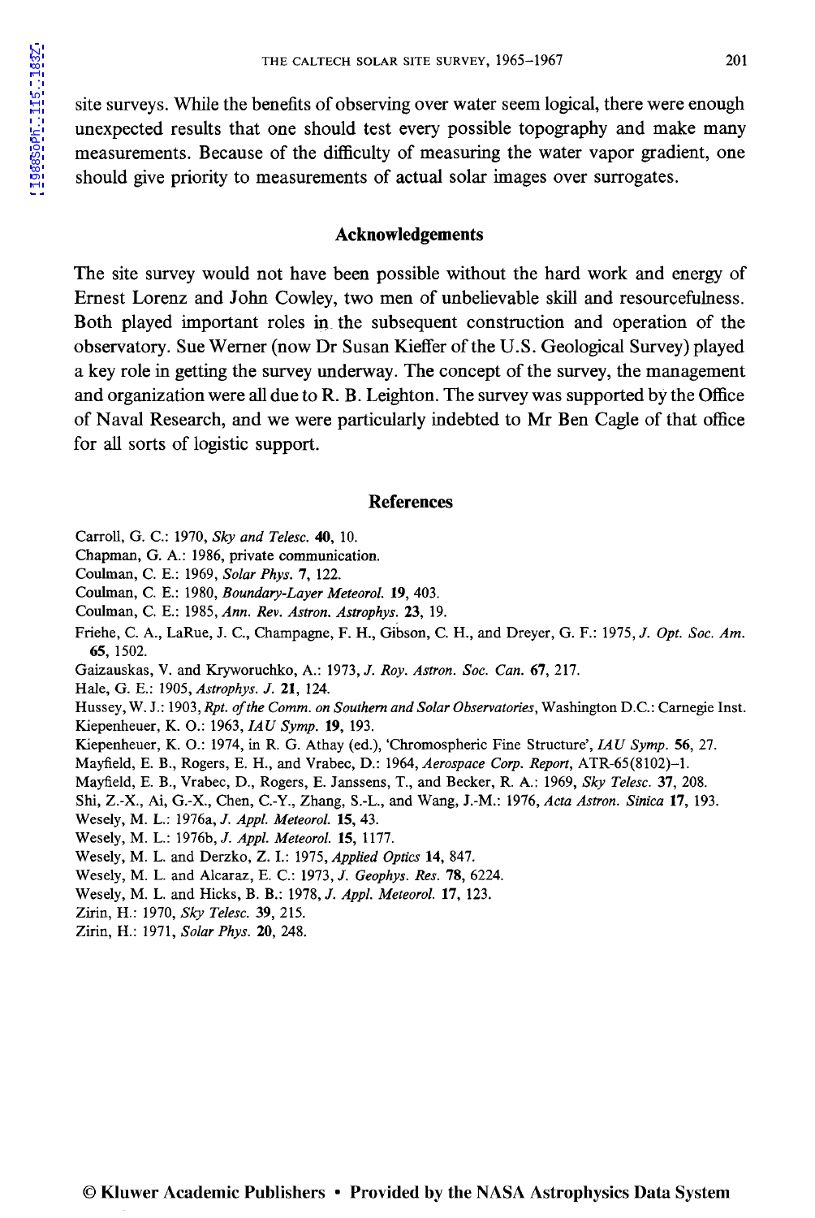site surveys. While the benefits of observing over water seem logical, there were enough unexpected results that one should test every possible topography and make many measurements. Because of the difficulty of measuring the water vapor gradient, one should give priority to measurements of actual solar images over surrogates.

## Acknowledgements

The site survey would not have been possible without the hard work and energy of Ernest Lorenz and John Cowley, two men of unbelievable skill and resourcefulness. Both played important roles in the subsequent construction and operation of the observatory. Sue Werner (now Dr Susan Kieffer of the U.S. Geological Survey) played a key role in getting the survey underway. The concept of the survey, the management and organization were all due to R. B. Leighton. The survey was supported by the Office of Naval Research, and we were particularly indebted to Mr Ben Cagle of that office for all sorts of logistic support.

## References

Carroll, G. C.: 1970, *Sky and Telesc.* **40**, 10.

Chapman, G. A.: 1986, private communication.

Coulman, C. E.: 1969, *Solar Phys.* **7**, 122.

Coulman, C. E.: 1980, *Boundary-Layer Meteorol.* **19**, 403.

Coulman, C. E.: 1985, *Ann. Rev. Astron. Astrophys.* **23**, 19.

Friehe, C. A., LaRue, J. C., Champagne, F. H., Gibson, C. H., and Dreyer, G. F.: 1975, *J. Opt. Soc. Am.* **65**, 1502.

Gaizauskas, V. and Kryworuchko, A.: 1973, *J. Roy. Astron. Soc. Can.* **67**, 217.

Hale, G. E.: 1905, *Astrophys. J.* **21**, 124.

Hussey, W. J.: 1903, *Rpt. of the Comm. on Southern and Solar Observatories*, Washington D.C.: Carnegie Inst.

Kiepenheuer, K. O.: 1963, *IAU Symp.* **19**, 193.

Kiepenheuer, K. O.: 1974, in R. G. Athay (ed.), 'Chromospheric Fine Structure', *IAU Symp.* **56**, 27.

Mayfield, E. B., Rogers, E. H., and Vrabec, D.: 1964, *Aerospace Corp. Report*, ATR-65(8102)–1.

Mayfield, E. B., Vrabec, D., Rogers, E. Janssens, T., and Becker, R. A.: 1969, *Sky Telesc.* **37**, 208.

Shi, Z.-X., Ai, G.-X., Chen, C.-Y., Zhang, S.-L., and Wang, J.-M.: 1976, *Acta Astron. Sinica* **17**, 193.

Wesely, M. L.: 1976a, *J. Appl. Meteorol.* **15**, 43.

Wesely, M. L.: 1976b, *J. Appl. Meteorol.* **15**, 1177.

Wesely, M. L. and Derzko, Z. I.: 1975, *Applied Optics* **14**, 847.

Wesely, M. L. and Alcaraz, E. C.: 1973, *J. Geophys. Res.* **78**, 6224.

Wesely, M. L. and Hicks, B. B.: 1978, *J. Appl. Meteorol.* **17**, 123.

Zirin, H.: 1970, *Sky Telesc.* **39**, 215.

Zirin, H.: 1971, *Solar Phys.* **20**, 248.